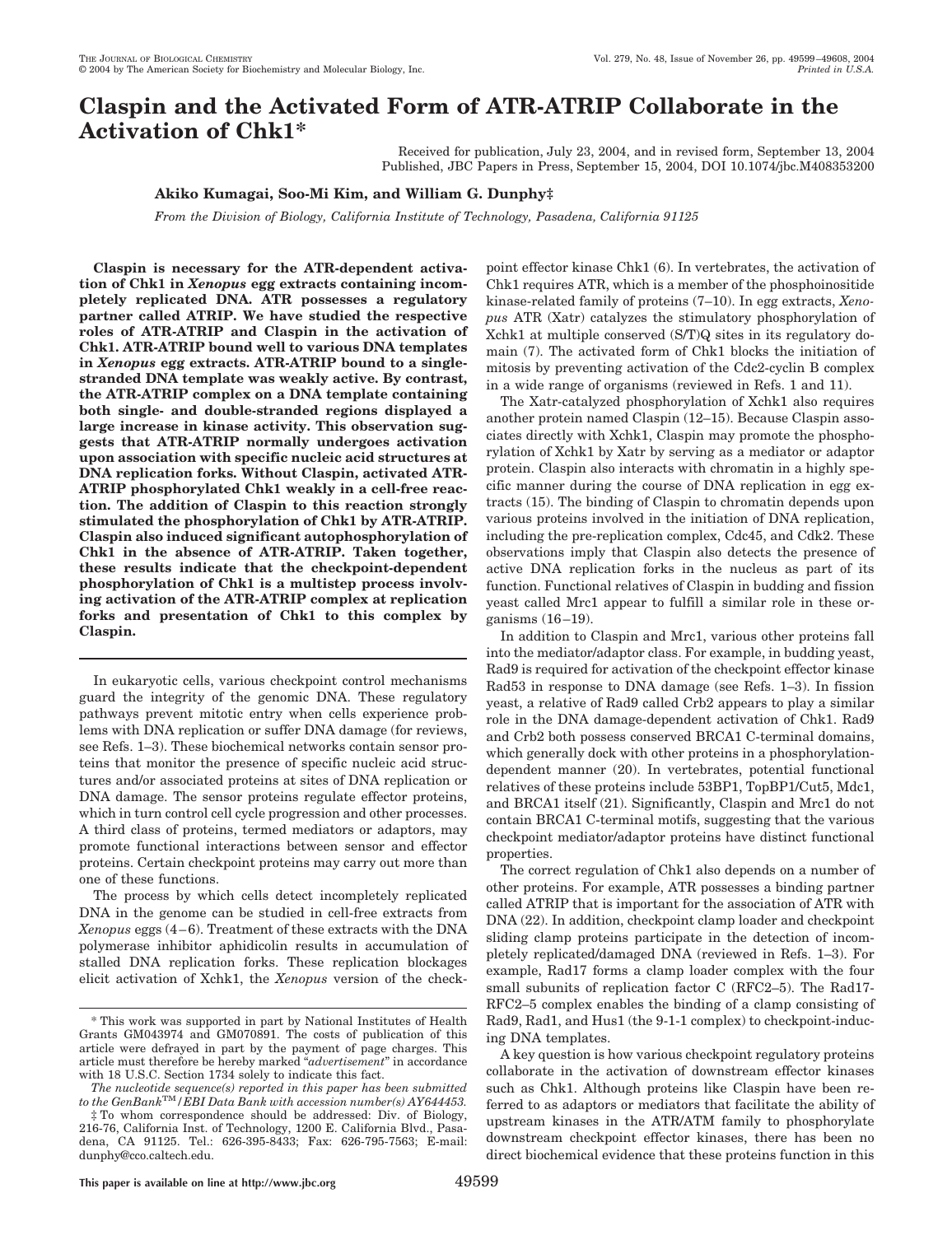# Claspin and the Activated Form of ATR-ATRIP Collaborate in the Activation of Chk1*

Received for publication, July 23, 2004, and in revised form, September 13, 2004
Published, JBC Papers in Press, September 15, 2004, DOI 10.1074/jbc.M408353200

**Akiko Kumagai, Soo-Mi Kim, and William G. Dunphy‡**

*From the Division of Biology, California Institute of Technology, Pasadena, California 91125*

**Claspin is necessary for the ATR-dependent activation of Chk1 in *Xenopus* egg extracts containing incompletely replicated DNA. ATR possesses a regulatory partner called ATRIP. We have studied the respective roles of ATR-ATRIP and Claspin in the activation of Chk1. ATR-ATRIP bound well to various DNA templates in *Xenopus* egg extracts. ATR-ATRIP bound to a single-stranded DNA template was weakly active. By contrast, the ATR-ATRIP complex on a DNA template containing both single- and double-stranded regions displayed a large increase in kinase activity. This observation suggests that ATR-ATRIP normally undergoes activation upon association with specific nucleic acid structures at DNA replication forks. Without Claspin, activated ATR-ATRIP phosphorylated Chk1 weakly in a cell-free reaction. The addition of Claspin to this reaction strongly stimulated the phosphorylation of Chk1 by ATR-ATRIP. Claspin also induced significant autophosphorylation of Chk1 in the absence of ATR-ATRIP. Taken together, these results indicate that the checkpoint-dependent phosphorylation of Chk1 is a multistep process involving activation of the ATR-ATRIP complex at replication forks and presentation of Chk1 to this complex by Claspin.**

In eukaryotic cells, various checkpoint control mechanisms guard the integrity of the genomic DNA. These regulatory pathways prevent mitotic entry when cells experience problems with DNA replication or suffer DNA damage (for reviews, see Refs. 1–3). These biochemical networks contain sensor proteins that monitor the presence of specific nucleic acid structures and/or associated proteins at sites of DNA replication or DNA damage. The sensor proteins regulate effector proteins, which in turn control cell cycle progression and other processes. A third class of proteins, termed mediators or adaptors, may promote functional interactions between sensor and effector proteins. Certain checkpoint proteins may carry out more than one of these functions.

The process by which cells detect incompletely replicated DNA in the genome can be studied in cell-free extracts from *Xenopus* eggs (4–6). Treatment of these extracts with the DNA polymerase inhibitor aphidicolin results in accumulation of stalled DNA replication forks. These replication blockages elicit activation of Xchk1, the *Xenopus* version of the checkpoint effector kinase Chk1 (6). In vertebrates, the activation of Chk1 requires ATR, which is a member of the phosphoinositide kinase-related family of proteins (7–10). In egg extracts, *Xenopus* ATR (Xatr) catalyzes the stimulatory phosphorylation of Xchk1 at multiple conserved (S/T)Q sites in its regulatory domain (7). The activated form of Chk1 blocks the initiation of mitosis by preventing activation of the Cdc2-cyclin B complex in a wide range of organisms (reviewed in Refs. 1 and 11).

The Xatr-catalyzed phosphorylation of Xchk1 also requires another protein named Claspin (12–15). Because Claspin associates directly with Xchk1, Claspin may promote the phosphorylation of Xchk1 by Xatr by serving as a mediator or adaptor protein. Claspin also interacts with chromatin in a highly specific manner during the course of DNA replication in egg extracts (15). The binding of Claspin to chromatin depends upon various proteins involved in the initiation of DNA replication, including the pre-replication complex, Cdc45, and Cdk2. These observations imply that Claspin also detects the presence of active DNA replication forks in the nucleus as part of its function. Functional relatives of Claspin in budding and fission yeast called Mrc1 appear to fulfill a similar role in these organisms (16–19).

In addition to Claspin and Mrc1, various other proteins fall into the mediator/adaptor class. For example, in budding yeast, Rad9 is required for activation of the checkpoint effector kinase Rad53 in response to DNA damage (see Refs. 1–3). In fission yeast, a relative of Rad9 called Crb2 appears to play a similar role in the DNA damage-dependent activation of Chk1. Rad9 and Crb2 both possess conserved BRCA1 C-terminal domains, which generally dock with other proteins in a phosphorylation-dependent manner (20). In vertebrates, potential functional relatives of these proteins include 53BP1, TopBP1/Cut5, Mdc1, and BRCA1 itself (21). Significantly, Claspin and Mrc1 do not contain BRCA1 C-terminal motifs, suggesting that the various checkpoint mediator/adaptor proteins have distinct functional properties.

The correct regulation of Chk1 also depends on a number of other proteins. For example, ATR possesses a binding partner called ATRIP that is important for the association of ATR with DNA (22). In addition, checkpoint clamp loader and checkpoint sliding clamp proteins participate in the detection of incompletely replicated/damaged DNA (reviewed in Refs. 1–3). For example, Rad17 forms a clamp loader complex with the four small subunits of replication factor C (RFC2–5). The Rad17-RFC2–5 complex enables the binding of a clamp consisting of Rad9, Rad1, and Hus1 (the 9-1-1 complex) to checkpoint-inducing DNA templates.

A key question is how various checkpoint regulatory proteins collaborate in the activation of downstream effector kinases such as Chk1. Although proteins like Claspin have been referred to as adaptors or mediators that facilitate the ability of upstream kinases in the ATR/ATM family to phosphorylate downstream checkpoint effector kinases, there has been no direct biochemical evidence that these proteins function in this

\* This work was supported in part by National Institutes of Health Grants GM043974 and GM070891. The costs of publication of this article were defrayed in part by the payment of page charges. This article must therefore be hereby marked "*advertisement*" in accordance with 18 U.S.C. Section 1734 solely to indicate this fact.

*The nucleotide sequence(s) reported in this paper has been submitted to the GenBank™/EBI Data Bank with accession number(s) AY644453.*

‡ To whom correspondence should be addressed: Div. of Biology, 216-76, California Inst. of Technology, 1200 E. California Blvd., Pasadena, CA 91125. Tel.: 626-395-8433; Fax: 626-795-7563; E-mail: dunphy@cco.caltech.edu.

This paper is available on line at http://www.jbc.org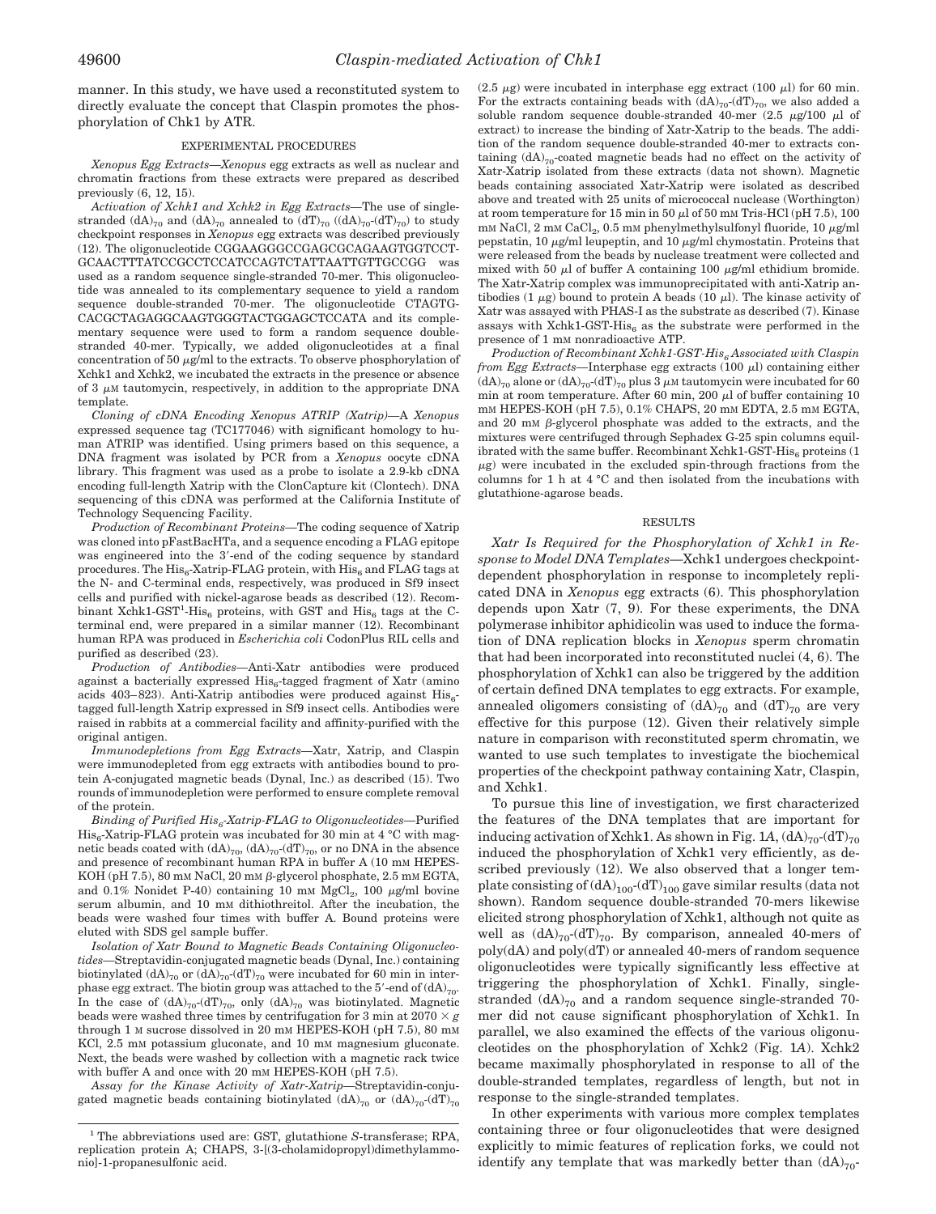manner. In this study, we have used a reconstituted system to directly evaluate the concept that Claspin promotes the phosphorylation of Chk1 by ATR.

## EXPERIMENTAL PROCEDURES

*Xenopus Egg Extracts*—*Xenopus* egg extracts as well as nuclear and chromatin fractions from these extracts were prepared as described previously (6, 12, 15).

*Activation of Xchk1 and Xchk2 in Egg Extracts*—The use of single-stranded $(dA)_{70}$ and $(dA)_{70}$ annealed to $(dT)_{70}$ ($(dA)_{70}$-$(dT)_{70}$) to study checkpoint responses in *Xenopus* egg extracts was described previously (12). The oligonucleotide CGGAAGGGCCGAGCGCAGAAGTGGTCCTGCAACTTTATCCGCCTCCATCCAGTCTATTAATTGTTGCCGG was used as a random sequence single-stranded 70-mer. This oligonucleotide was annealed to its complementary sequence to yield a random sequence double-stranded 70-mer. The oligonucleotide CTAGTGCACGCTAGAGGCAAGTGGGTACTGGAGCTCCATA and its complementary sequence were used to form a random sequence double-stranded 40-mer. Typically, we added oligonucleotides at a final concentration of 50 µg/ml to the extracts. To observe phosphorylation of Xchk1 and Xchk2, we incubated the extracts in the presence or absence of 3 µM tautomycin, respectively, in addition to the appropriate DNA template.

*Cloning of cDNA Encoding Xenopus ATRIP (Xatrip)*—A *Xenopus* expressed sequence tag (TC177046) with significant homology to human ATRIP was identified. Using primers based on this sequence, a DNA fragment was isolated by PCR from a *Xenopus* oocyte cDNA library. This fragment was used as a probe to isolate a 2.9-kb cDNA encoding full-length Xatrip with the ClonCapture kit (Clontech). DNA sequencing of this cDNA was performed at the California Institute of Technology Sequencing Facility.

*Production of Recombinant Proteins*—The coding sequence of Xatrip was cloned into pFastBacHTa, and a sequence encoding a FLAG epitope was engineered into the 3′-end of the coding sequence by standard procedures. The $His_6$-Xatrip-FLAG protein, with $His_6$ and FLAG tags at the N- and C-terminal ends, respectively, was produced in Sf9 insect cells and purified with nickel-agarose beads as described (12). Recombinant Xchk1-GST[1]-$His_6$ proteins, with GST and $His_6$ tags at the C-terminal end, were prepared in a similar manner (12). Recombinant human RPA was produced in *Escherichia coli* CodonPlus RIL cells and purified as described (23).

*Production of Antibodies*—Anti-Xatr antibodies were produced against a bacterially expressed $His_6$-tagged fragment of Xatr (amino acids 403–823). Anti-Xatrip antibodies were produced against $His_6$-tagged full-length Xatrip expressed in Sf9 insect cells. Antibodies were raised in rabbits at a commercial facility and affinity-purified with the original antigen.

*Immunodepletions from Egg Extracts*—Xatr, Xatrip, and Claspin were immunodepleted from egg extracts with antibodies bound to protein A-conjugated magnetic beads (Dynal, Inc.) as described (15). Two rounds of immunodepletion were performed to ensure complete removal of the protein.

*Binding of Purified $His_6$-Xatrip-FLAG to Oligonucleotides*—Purified $His_6$-Xatrip-FLAG protein was incubated for 30 min at 4 °C with magnetic beads coated with $(dA)_{70}$, $(dA)_{70}$-$(dT)_{70}$, or no DNA in the absence and presence of recombinant human RPA in buffer A (10 mM HEPES-KOH (pH 7.5), 80 mM NaCl, 20 mM β-glycerol phosphate, 2.5 mM EGTA, and 0.1% Nonidet P-40) containing 10 mM $MgCl_2$, 100 µg/ml bovine serum albumin, and 10 mM dithiothreitol. After the incubation, the beads were washed four times with buffer A. Bound proteins were eluted with SDS gel sample buffer.

*Isolation of Xatr Bound to Magnetic Beads Containing Oligonucleotides*—Streptavidin-conjugated magnetic beads (Dynal, Inc.) containing biotinylated $(dA)_{70}$ or $(dA)_{70}$-$(dT)_{70}$ were incubated for 60 min in interphase egg extract. The biotin group was attached to the 5′-end of $(dA)_{70}$. In the case of $(dA)_{70}$-$(dT)_{70}$, only $(dA)_{70}$ was biotinylated. Magnetic beads were washed three times by centrifugation for 3 min at 2070 × *g* through 1 M sucrose dissolved in 20 mM HEPES-KOH (pH 7.5), 80 mM KCl, 2.5 mM potassium gluconate, and 10 mM magnesium gluconate. Next, the beads were washed by collection with a magnetic rack twice with buffer A and once with 20 mM HEPES-KOH (pH 7.5).

*Assay for the Kinase Activity of Xatr-Xatrip*—Streptavidin-conjugated magnetic beads containing biotinylated $(dA)_{70}$ or $(dA)_{70}$-$(dT)_{70}$ (2.5 µg) were incubated in interphase egg extract (100 µl) for 60 min. For the extracts containing beads with $(dA)_{70}$-$(dT)_{70}$, we also added a soluble random sequence double-stranded 40-mer (2.5 µg/100 µl of extract) to increase the binding of Xatr-Xatrip to the beads. The addition of the random sequence double-stranded 40-mer to extracts containing $(dA)_{70}$-coated magnetic beads had no effect on the activity of Xatr-Xatrip isolated from these extracts (data not shown). Magnetic beads containing associated Xatr-Xatrip were isolated as described above and treated with 25 units of micrococcal nuclease (Worthington) at room temperature for 15 min in 50 µl of 50 mM Tris-HCl (pH 7.5), 100 mM NaCl, 2 mM $CaCl_2$, 0.5 mM phenylmethylsulfonyl fluoride, 10 µg/ml pepstatin, 10 µg/ml leupeptin, and 10 µg/ml chymostatin. Proteins that were released from the beads by nuclease treatment were collected and mixed with 50 µl of buffer A containing 100 µg/ml ethidium bromide. The Xatr-Xatrip complex was immunoprecipitated with anti-Xatrip antibodies (1 µg) bound to protein A beads (10 µl). The kinase activity of Xatr was assayed with PHAS-I as the substrate as described (7). Kinase assays with Xchk1-GST-$His_6$ as the substrate were performed in the presence of 1 mM nonradioactive ATP.

*Production of Recombinant Xchk1-GST-$His_6$ Associated with Claspin from Egg Extracts*—Interphase egg extracts (100 µl) containing either $(dA)_{70}$ alone or $(dA)_{70}$-$(dT)_{70}$ plus 3 µM tautomycin were incubated for 60 min at room temperature. After 60 min, 200 µl of buffer containing 10 mM HEPES-KOH (pH 7.5), 0.1% CHAPS, 20 mM EDTA, 2.5 mM EGTA, and 20 mM β-glycerol phosphate was added to the extracts, and the mixtures were centrifuged through Sephadex G-25 spin columns equilibrated with the same buffer. Recombinant Xchk1-GST-$His_6$ proteins (1 µg) were incubated in the excluded spin-through fractions from the columns for 1 h at 4 °C and then isolated from the incubations with glutathione-agarose beads.

## RESULTS

*Xatr Is Required for the Phosphorylation of Xchk1 in Response to Model DNA Templates*—Xchk1 undergoes checkpoint-dependent phosphorylation in response to incompletely replicated DNA in *Xenopus* egg extracts (6). This phosphorylation depends upon Xatr (7, 9). For these experiments, the DNA polymerase inhibitor aphidicolin was used to induce the formation of DNA replication blocks in *Xenopus* sperm chromatin that had been incorporated into reconstituted nuclei (4, 6). The phosphorylation of Xchk1 can also be triggered by the addition of certain defined DNA templates to egg extracts. For example, annealed oligomers consisting of $(dA)_{70}$ and $(dT)_{70}$ are very effective for this purpose (12). Given their relatively simple nature in comparison with reconstituted sperm chromatin, we wanted to use such templates to investigate the biochemical properties of the checkpoint pathway containing Xatr, Claspin, and Xchk1.

To pursue this line of investigation, we first characterized the features of the DNA templates that are important for inducing activation of Xchk1. As shown in Fig. 1*A*, $(dA)_{70}$-$(dT)_{70}$ induced the phosphorylation of Xchk1 very efficiently, as described previously (12). We also observed that a longer template consisting of $(dA)_{100}$-$(dT)_{100}$ gave similar results (data not shown). Random sequence double-stranded 70-mers likewise elicited strong phosphorylation of Xchk1, although not quite as well as $(dA)_{70}$-$(dT)_{70}$. By comparison, annealed 40-mers of poly(dA) and poly(dT) or annealed 40-mers of random sequence oligonucleotides were typically significantly less effective at triggering the phosphorylation of Xchk1. Finally, single-stranded $(dA)_{70}$ and a random sequence single-stranded 70-mer did not cause significant phosphorylation of Xchk1. In parallel, we also examined the effects of the various oligonucleotides on the phosphorylation of Xchk2 (Fig. 1*A*). Xchk2 became maximally phosphorylated in response to all of the double-stranded templates, regardless of length, but not in response to the single-stranded templates.

In other experiments with various more complex templates containing three or four oligonucleotides that were designed explicitly to mimic features of replication forks, we could not identify any template that was markedly better than $(dA)_{70}$-

[1] The abbreviations used are: GST, glutathione *S*-transferase; RPA, replication protein A; CHAPS, 3-[(3-cholamidopropyl)dimethylammonio]-1-propanesulfonic acid.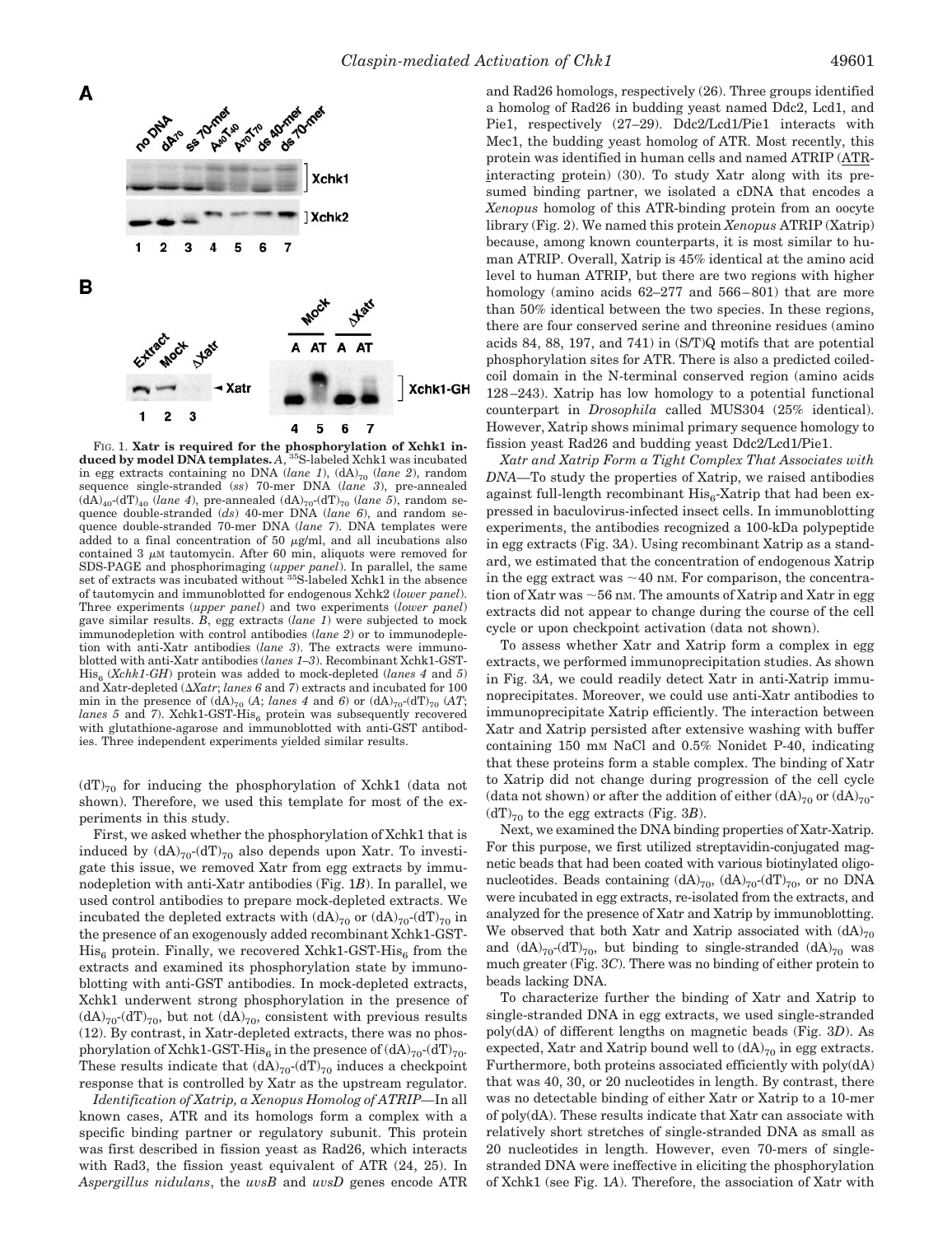FIG. 1. **Xatr is required for the phosphorylation of Xchk1 induced by model DNA templates.** *A*, $^{35}$S-labeled Xchk1 was incubated in egg extracts containing no DNA (*lane 1*), $(dA)_{70}$ (*lane 2*), random sequence single-stranded (*ss*) 70-mer DNA (*lane 3*), pre-annealed $(dA)_{40}$-$(dT)_{40}$ (*lane 4*), pre-annealed $(dA)_{70}$-$(dT)_{70}$ (*lane 5*), random sequence double-stranded (*ds*) 40-mer DNA (*lane 6*), and random sequence double-stranded 70-mer DNA (*lane 7*). DNA templates were added to a final concentration of 50 μg/ml, and all incubations also contained 3 μM tautomycin. After 60 min, aliquots were removed for SDS-PAGE and phosphorimaging (*upper panel*). In parallel, the same set of extracts was incubated without $^{35}$S-labeled Xchk1 in the absence of tautomycin and immunoblotted for endogenous Xchk2 (*lower panel*). Three experiments (*upper panel*) and two experiments (*lower panel*) gave similar results. *B*, egg extracts (*lane 1*) were subjected to mock immunodepletion with control antibodies (*lane 2*) or to immunodepletion with anti-Xatr antibodies (*lane 3*). The extracts were immunoblotted with anti-Xatr antibodies (*lanes 1–3*). Recombinant Xchk1-GST-$His_6$ (*Xchk1-GH*) protein was added to mock-depleted (*lanes 4* and *5*) and Xatr-depleted (*ΔXatr*; *lanes 6* and *7*) extracts and incubated for 100 min in the presence of $(dA)_{70}$ (*A*; *lanes 4* and *6*) or $(dA)_{70}$-$(dT)_{70}$ (*AT*; *lanes 5* and *7*). Xchk1-GST-$His_6$ protein was subsequently recovered with glutathione-agarose and immunoblotted with anti-GST antibodies. Three independent experiments yielded similar results.

$(dT)_{70}$ for inducing the phosphorylation of Xchk1 (data not shown). Therefore, we used this template for most of the experiments in this study.

First, we asked whether the phosphorylation of Xchk1 that is induced by $(dA)_{70}$-$(dT)_{70}$ also depends upon Xatr. To investigate this issue, we removed Xatr from egg extracts by immunodepletion with anti-Xatr antibodies (Fig. 1*B*). In parallel, we used control antibodies to prepare mock-depleted extracts. We incubated the depleted extracts with $(dA)_{70}$ or $(dA)_{70}$-$(dT)_{70}$ in the presence of an exogenously added recombinant Xchk1-GST-$His_6$ protein. Finally, we recovered Xchk1-GST-$His_6$ from the extracts and examined its phosphorylation state by immunoblotting with anti-GST antibodies. In mock-depleted extracts, Xchk1 underwent strong phosphorylation in the presence of $(dA)_{70}$-$(dT)_{70}$, but not $(dA)_{70}$, consistent with previous results (12). By contrast, in Xatr-depleted extracts, there was no phosphorylation of Xchk1-GST-$His_6$ in the presence of $(dA)_{70}$-$(dT)_{70}$. These results indicate that $(dA)_{70}$-$(dT)_{70}$ induces a checkpoint response that is controlled by Xatr as the upstream regulator.

*Identification of Xatrip, a Xenopus Homolog of ATRIP*—In all known cases, ATR and its homologs form a complex with a specific binding partner or regulatory subunit. This protein was first described in fission yeast as Rad26, which interacts with Rad3, the fission yeast equivalent of ATR (24, 25). In *Aspergillus nidulans*, the *uvsB* and *uvsD* genes encode ATR and Rad26 homologs, respectively (26). Three groups identified a homolog of Rad26 in budding yeast named Ddc2, Lcd1, and Pie1, respectively (27–29). Ddc2/Lcd1/Pie1 interacts with Mec1, the budding yeast homolog of ATR. Most recently, this protein was identified in human cells and named ATRIP (ATR-interacting protein) (30). To study Xatr along with its presumed binding partner, we isolated a cDNA that encodes a *Xenopus* homolog of this ATR-binding protein from an oocyte library (Fig. 2). We named this protein *Xenopus* ATRIP (Xatrip) because, among known counterparts, it is most similar to human ATRIP. Overall, Xatrip is 45% identical at the amino acid level to human ATRIP, but there are two regions with higher homology (amino acids 62–277 and 566–801) that are more than 50% identical between the two species. In these regions, there are four conserved serine and threonine residues (amino acids 84, 88, 197, and 741) in (S/T)Q motifs that are potential phosphorylation sites for ATR. There is also a predicted coiled-coil domain in the N-terminal conserved region (amino acids 128–243). Xatrip has low homology to a potential functional counterpart in *Drosophila* called MUS304 (25% identical). However, Xatrip shows minimal primary sequence homology to fission yeast Rad26 and budding yeast Ddc2/Lcd1/Pie1.

*Xatr and Xatrip Form a Tight Complex That Associates with DNA*—To study the properties of Xatrip, we raised antibodies against full-length recombinant $His_6$-Xatrip that had been expressed in baculovirus-infected insect cells. In immunoblotting experiments, the antibodies recognized a 100-kDa polypeptide in egg extracts (Fig. 3*A*). Using recombinant Xatrip as a standard, we estimated that the concentration of endogenous Xatrip in the egg extract was ~40 nM. For comparison, the concentration of Xatr was ~56 nM. The amounts of Xatrip and Xatr in egg extracts did not appear to change during the course of the cell cycle or upon checkpoint activation (data not shown).

To assess whether Xatr and Xatrip form a complex in egg extracts, we performed immunoprecipitation studies. As shown in Fig. 3*A*, we could readily detect Xatr in anti-Xatrip immunoprecipitates. Moreover, we could use anti-Xatr antibodies to immunoprecipitate Xatrip efficiently. The interaction between Xatr and Xatrip persisted after extensive washing with buffer containing 150 mM NaCl and 0.5% Nonidet P-40, indicating that these proteins form a stable complex. The binding of Xatr to Xatrip did not change during progression of the cell cycle (data not shown) or after the addition of either $(dA)_{70}$ or $(dA)_{70}$-$(dT)_{70}$ to the egg extracts (Fig. 3*B*).

Next, we examined the DNA binding properties of Xatr-Xatrip. For this purpose, we first utilized streptavidin-conjugated magnetic beads that had been coated with various biotinylated oligonucleotides. Beads containing $(dA)_{70}$, $(dA)_{70}$-$(dT)_{70}$, or no DNA were incubated in egg extracts, re-isolated from the extracts, and analyzed for the presence of Xatr and Xatrip by immunoblotting. We observed that both Xatr and Xatrip associated with $(dA)_{70}$ and $(dA)_{70}$-$(dT)_{70}$, but binding to single-stranded $(dA)_{70}$ was much greater (Fig. 3*C*). There was no binding of either protein to beads lacking DNA.

To characterize further the binding of Xatr and Xatrip to single-stranded DNA in egg extracts, we used single-stranded poly(dA) of different lengths on magnetic beads (Fig. 3*D*). As expected, Xatr and Xatrip bound well to $(dA)_{70}$ in egg extracts. Furthermore, both proteins associated efficiently with poly(dA) that was 40, 30, or 20 nucleotides in length. By contrast, there was no detectable binding of either Xatr or Xatrip to a 10-mer of poly(dA). These results indicate that Xatr can associate with relatively short stretches of single-stranded DNA as small as 20 nucleotides in length. However, even 70-mers of single-stranded DNA were ineffective in eliciting the phosphorylation of Xchk1 (see Fig. 1*A*). Therefore, the association of Xatr with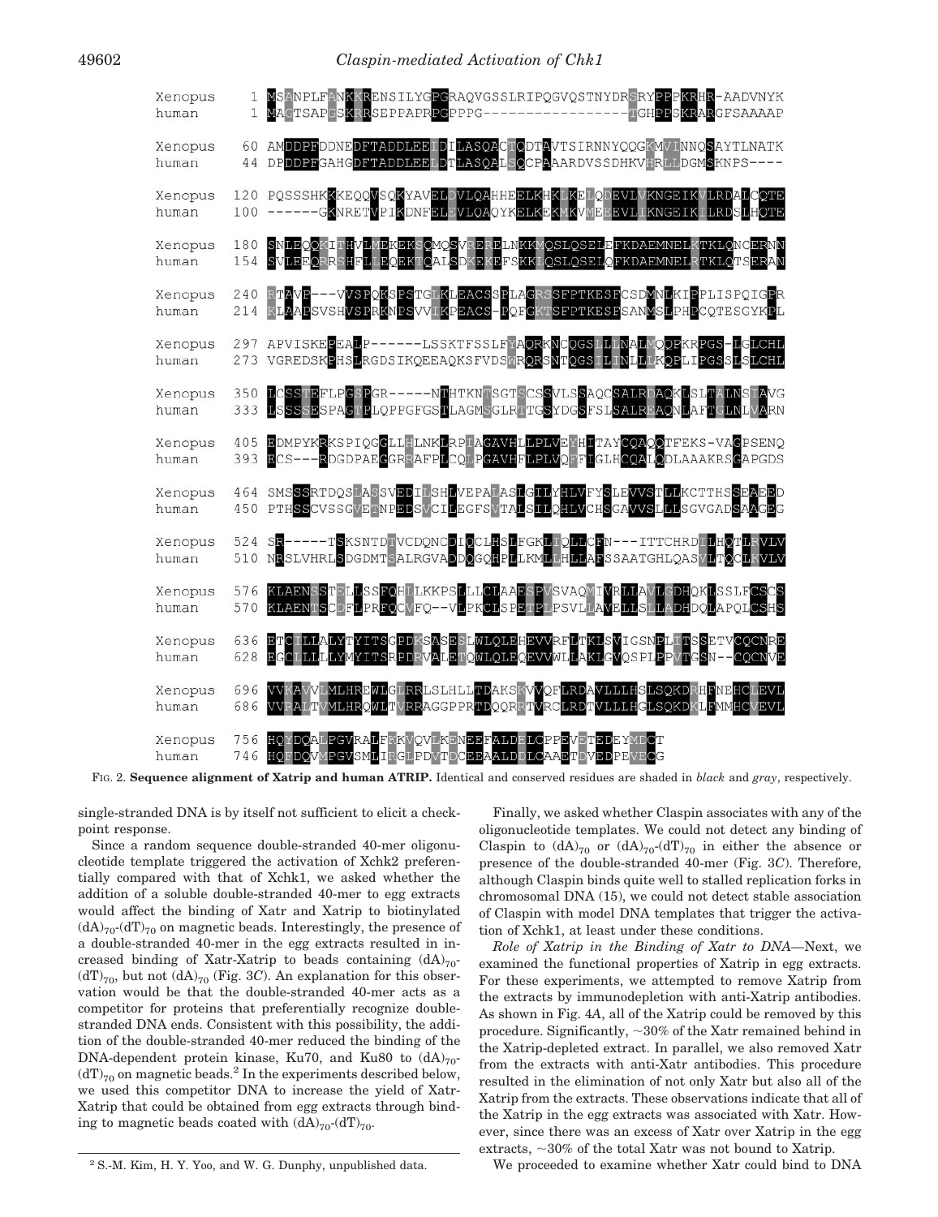```
Xenopus    1  MSANPLFANKKRENSILYGPGRAQVGSSLRIPQGVQSTNYDRSRYPPPKRHR-AADVNYK
human      1  MAGTSAPGSKRRSEPPAPRPGPPPG-----------------TGHPPSKRARGFSAAAAP

Xenopus   60  AMDDPFDDNEDFTADDLEEIDILASQACTQDTAVTSIRNNYQQGKMVINNQSAYTLNATK
human     44  DPDDPFGAHGDFTADDLEELDTLASQALSQCPAAARDVSSDHKVHRLLDGMSKNPS----

Xenopus  120  PQSSSHKKKEQQVSQKYAVELDVLQAHHEELKHKLKEIQDEVLVKNGEIKVLRDALCQTE
human    100  ------GKNRETVPIKDNFELEVLQAQYKELKEKMKVMEEEVLIKNGEIKILRDSLHQTE

Xenopus  180  SNLEQQKIIHVLMEKEKSQMQSVRERELNKKMQSLQSELEFKDAEMNELKTKLQNCERNN
human    154  SVLEEQRRSHFLLEQEKTQALSDKEKEFSKKLQSLQSELQFKDAEMNELRTKLQTSERAN

Xenopus  240  RTAVP---VVSPQKSPSTGLKLEACSSPLAGRSSFPTKESFCSDMNLKIPPLISPQIGPR
human    214  KLAAPSVSHVSPRKNPSVVIKPEACS-PQFGKTSFPTKESFSANMSLPHPCQTESGYKPL

Xenopus  297  APVISKEPEALP------LSSKTFSSLFVAQRKNCQGSLLLNALMQQPKRPGS-IGLCHL
human    273  VGREDSKPHSLRGDSIKQEEAQKSFVDSWRQRSNTQGSILINLLLKQPLIPGSSLSLCHL

Xenopus  350  LCSSTEFLPGSPGR-----NTHTKNTSGTSCSSVLSSAQCSALRDAQKLSLTALNSIAVG
human    333  LSSSSESPAGTPLQPPGFGSTLAGMSGLRTTGSYDGSFSLSALREAQNLAFTGLNLVARN

Xenopus  405  EDMPYKRKSPIQGGLLHLNKLRPIAGAVHLLPLVEYHITAYCQAQQTFEKS-VACPSENQ
human    393  ECS---RDGDPAEGGRRAFPLCQLPGAVHFLPLVQFFIGLHCQALQDLAAAKRSGAPGDS

Xenopus  464  SMSSSRTDQSLASSVEDILSHLVEPALASLGILYHLVFYSLEVVSTLLKCTTHSSEAEED
human    450  PTHSSCVSSGVETNPEDSVCILEGFSVTALSILQHLVCHSGAVVSLLLSGVGADSAAGEG

Xenopus  524  SR-----TSKSNTDTVCDQNCDIQCIHSLFGKLIQLLCEN---ITTCHRDLLHQTLRVLV
human    510  NRSLVHRLSDGDMTSALRGVADDQGQHPLLKMLLHLLAFSSAATGHLQASVLTQCLRVLV

Xenopus  576  KLAENSSTPLLSSFQHILKKPSLLLCLAAESPVSVAQMIVRLIAVLGDHQKLSSLFCSCS
human    570  KLAENTSCDFLPRFQCVFQ--VLPKCLSPETPLPSVLLAVELLSLLADHDQLAPQLCSHS

Xenopus  636  ETCILLALYTYITSGPDKSASESLWLQLEHEVVRFLTKLSVIGSNPLITSSETVCQCNRE
human    628  EGCLLLLLYMYITSRPDRVALETQWLQLEQEVVWLLAKLGVQSPLPPVTGSN--CQCNVE

Xenopus  696  VVKAVVLMLHREWIGLRRLSLHLLTDAKSKVVQFLRDAVLLLHSLSQKDRHFNEHCLEVL
human    686  VVRALTVMLHRQWLTVRRAGGPPRTDQQRRTVRCLRDTVLLLHGLSQKDKLFMMHCVEVL

Xenopus  756  HQYDQALPGVRALFKKVQVLKENEEFALDELCPPEVETEDEYMDCT
human    746  HQFDQVMPGVSMLIRGLPDVTDCEEAALDDLCAAETDVEDPEVECG
```

FIG. 2. **Sequence alignment of Xatrip and human ATRIP.** Identical and conserved residues are shaded in *black* and *gray*, respectively.

single-stranded DNA is by itself not sufficient to elicit a checkpoint response.

Since a random sequence double-stranded 40-mer oligonucleotide template triggered the activation of Xchk2 preferentially compared with that of Xchk1, we asked whether the addition of a soluble double-stranded 40-mer to egg extracts would affect the binding of Xatr and Xatrip to biotinylated $(dA)_{70}$-$(dT)_{70}$ on magnetic beads. Interestingly, the presence of a double-stranded 40-mer in the egg extracts resulted in increased binding of Xatr-Xatrip to beads containing $(dA)_{70}$-$(dT)_{70}$, but not $(dA)_{70}$ (Fig. 3*C*). An explanation for this observation would be that the double-stranded 40-mer acts as a competitor for proteins that preferentially recognize double-stranded DNA ends. Consistent with this possibility, the addition of the double-stranded 40-mer reduced the binding of the DNA-dependent protein kinase, Ku70, and Ku80 to $(dA)_{70}$-$(dT)_{70}$ on magnetic beads.[2] In the experiments described below, we used this competitor DNA to increase the yield of Xatr-Xatrip that could be obtained from egg extracts through binding to magnetic beads coated with $(dA)_{70}$-$(dT)_{70}$.

Finally, we asked whether Claspin associates with any of the oligonucleotide templates. We could not detect any binding of Claspin to $(dA)_{70}$ or $(dA)_{70}$-$(dT)_{70}$ in either the absence or presence of the double-stranded 40-mer (Fig. 3*C*). Therefore, although Claspin binds quite well to stalled replication forks in chromosomal DNA (15), we could not detect stable association of Claspin with model DNA templates that trigger the activation of Xchk1, at least under these conditions.

*Role of Xatrip in the Binding of Xatr to DNA*—Next, we examined the functional properties of Xatrip in egg extracts. For these experiments, we attempted to remove Xatrip from the extracts by immunodepletion with anti-Xatrip antibodies. As shown in Fig. 4*A*, all of the Xatrip could be removed by this procedure. Significantly, ~30% of the Xatr remained behind in the Xatrip-depleted extract. In parallel, we also removed Xatr from the extracts with anti-Xatr antibodies. This procedure resulted in the elimination of not only Xatr but also all of the Xatrip from the extracts. These observations indicate that all of the Xatrip in the egg extracts was associated with Xatr. However, since there was an excess of Xatr over Xatrip in the egg extracts, ~30% of the total Xatr was not bound to Xatrip.

We proceeded to examine whether Xatr could bind to DNA

[2] S.-M. Kim, H. Y. Yoo, and W. G. Dunphy, unpublished data.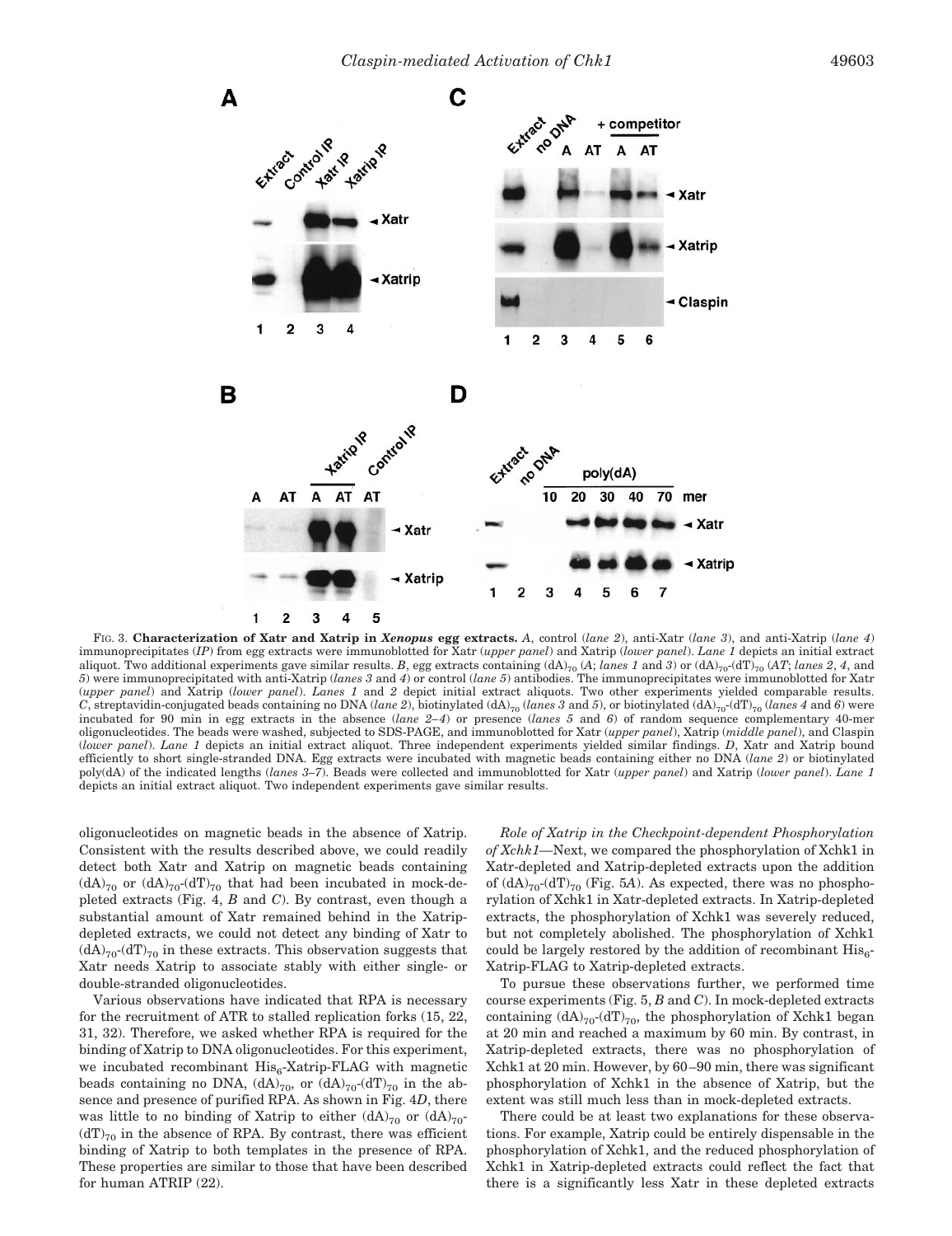FIG. 3. **Characterization of Xatr and Xatrip in *Xenopus* egg extracts.** *A*, control (*lane 2*), anti-Xatr (*lane 3*), and anti-Xatrip (*lane 4*) immunoprecipitates (*IP*) from egg extracts were immunoblotted for Xatr (*upper panel*) and Xatrip (*lower panel*). *Lane 1* depicts an initial extract aliquot. Two additional experiments gave similar results. *B*, egg extracts containing $(dA)_{70}$ (*A*; *lanes 1* and *3*) or $(dA)_{70}$-$(dT)_{70}$ (*AT*; *lanes 2*, *4*, and *5*) were immunoprecipitated with anti-Xatrip (*lanes 3* and *4*) or control (*lane 5*) antibodies. The immunoprecipitates were immunoblotted for Xatr (*upper panel*) and Xatrip (*lower panel*). *Lanes 1* and *2* depict initial extract aliquots. Two other experiments yielded comparable results. *C*, streptavidin-conjugated beads containing no DNA (*lane 2*), biotinylated $(dA)_{70}$ (*lanes 3* and *5*), or biotinylated $(dA)_{70}$-$(dT)_{70}$ (*lanes 4* and *6*) were incubated for 90 min in egg extracts in the absence (*lane 2–4*) or presence (*lanes 5* and *6*) of random sequence complementary 40-mer oligonucleotides. The beads were washed, subjected to SDS-PAGE, and immunoblotted for Xatr (*upper panel*), Xatrip (*middle panel*), and Claspin (*lower panel*). *Lane 1* depicts an initial extract aliquot. Three independent experiments yielded similar findings. *D*, Xatr and Xatrip bound efficiently to short single-stranded DNA. Egg extracts were incubated with magnetic beads containing either no DNA (*lane 2*) or biotinylated poly(dA) of the indicated lengths (*lanes 3–7*). Beads were collected and immunoblotted for Xatr (*upper panel*) and Xatrip (*lower panel*). *Lane 1* depicts an initial extract aliquot. Two independent experiments gave similar results.

oligonucleotides on magnetic beads in the absence of Xatrip. Consistent with the results described above, we could readily detect both Xatr and Xatrip on magnetic beads containing $(dA)_{70}$ or $(dA)_{70}$-$(dT)_{70}$ that had been incubated in mock-depleted extracts (Fig. 4, *B* and *C*). By contrast, even though a substantial amount of Xatr remained behind in the Xatrip-depleted extracts, we could not detect any binding of Xatr to $(dA)_{70}$-$(dT)_{70}$ in these extracts. This observation suggests that Xatr needs Xatrip to associate stably with either single- or double-stranded oligonucleotides.

Various observations have indicated that RPA is necessary for the recruitment of ATR to stalled replication forks (15, 22, 31, 32). Therefore, we asked whether RPA is required for the binding of Xatrip to DNA oligonucleotides. For this experiment, we incubated recombinant $His_6$-Xatrip-FLAG with magnetic beads containing no DNA, $(dA)_{70}$, or $(dA)_{70}$-$(dT)_{70}$ in the absence and presence of purified RPA. As shown in Fig. 4*D*, there was little to no binding of Xatrip to either $(dA)_{70}$ or $(dA)_{70}$-$(dT)_{70}$ in the absence of RPA. By contrast, there was efficient binding of Xatrip to both templates in the presence of RPA. These properties are similar to those that have been described for human ATRIP (22).

*Role of Xatrip in the Checkpoint-dependent Phosphorylation of Xchk1*—Next, we compared the phosphorylation of Xchk1 in Xatr-depleted and Xatrip-depleted extracts upon the addition of $(dA)_{70}$-$(dT)_{70}$ (Fig. 5*A*). As expected, there was no phosphorylation of Xchk1 in Xatr-depleted extracts. In Xatrip-depleted extracts, the phosphorylation of Xchk1 was severely reduced, but not completely abolished. The phosphorylation of Xchk1 could be largely restored by the addition of recombinant $His_6$-Xatrip-FLAG to Xatrip-depleted extracts.

To pursue these observations further, we performed time course experiments (Fig. 5, *B* and *C*). In mock-depleted extracts containing $(dA)_{70}$-$(dT)_{70}$, the phosphorylation of Xchk1 began at 20 min and reached a maximum by 60 min. By contrast, in Xatrip-depleted extracts, there was no phosphorylation of Xchk1 at 20 min. However, by 60–90 min, there was significant phosphorylation of Xchk1 in the absence of Xatrip, but the extent was still much less than in mock-depleted extracts.

There could be at least two explanations for these observations. For example, Xatrip could be entirely dispensable in the phosphorylation of Xchk1, and the reduced phosphorylation of Xchk1 in Xatrip-depleted extracts could reflect the fact that there is a significantly less Xatr in these depleted extracts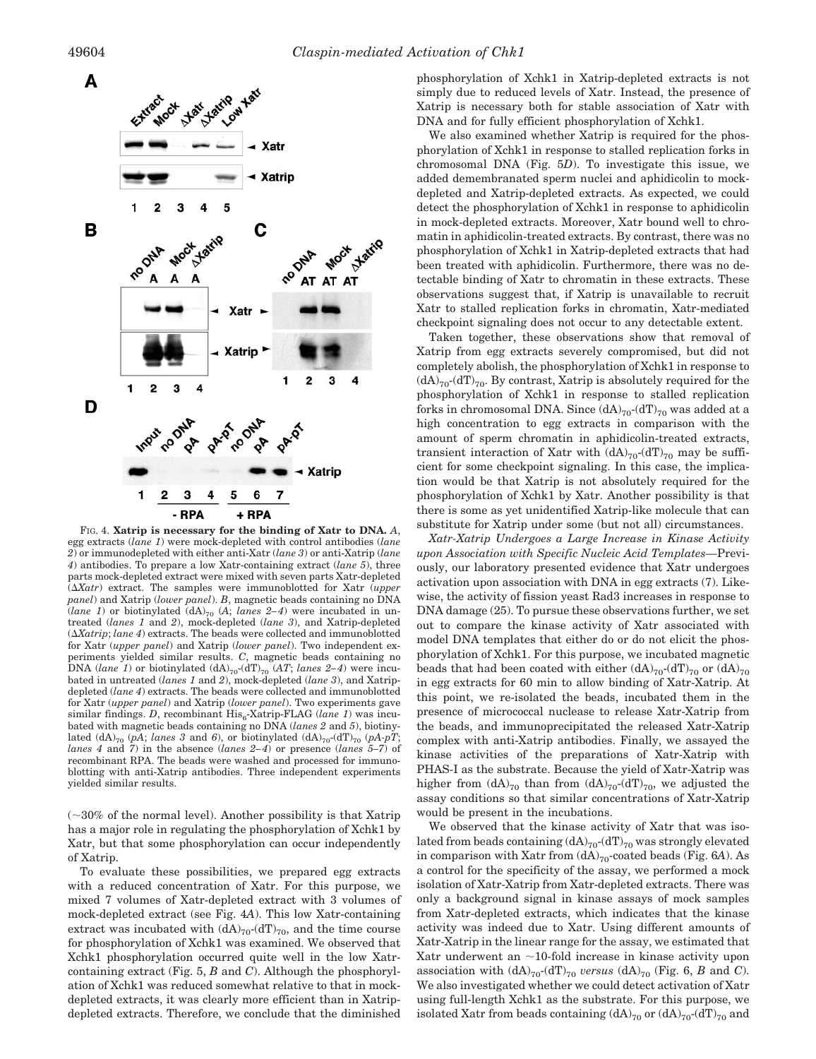FIG. 4. **Xatrip is necessary for the binding of Xatr to DNA.** *A*, egg extracts (*lane 1*) were mock-depleted with control antibodies (*lane 2*) or immunodepleted with either anti-Xatr (*lane 3*) or anti-Xatrip (*lane 4*) antibodies. To prepare a low Xatr-containing extract (*lane 5*), three parts mock-depleted extract were mixed with seven parts Xatr-depleted (*ΔXatr*) extract. The samples were immunoblotted for Xatr (*upper panel*) and Xatrip (*lower panel*). *B*, magnetic beads containing no DNA (*lane 1*) or biotinylated $(dA)_{70}$ (*A*; *lanes 2–4*) were incubated in untreated (*lanes 1* and *2*), mock-depleted (*lane 3*), and Xatrip-depleted (*ΔXatrip*; *lane 4*) extracts. The beads were collected and immunoblotted for Xatr (*upper panel*) and Xatrip (*lower panel*). Two independent experiments yielded similar results. *C*, magnetic beads containing no DNA (*lane 1*) or biotinylated $(dA)_{70}$-$(dT)_{70}$ (*AT*; *lanes 2–4*) were incubated in untreated (*lanes 1* and *2*), mock-depleted (*lane 3*), and Xatrip-depleted (*lane 4*) extracts. The beads were collected and immunoblotted for Xatr (*upper panel*) and Xatrip (*lower panel*). Two experiments gave similar findings. *D*, recombinant $His_6$-Xatrip-FLAG (*lane 1*) was incubated with magnetic beads containing no DNA (*lanes 2* and *5*), biotinylated $(dA)_{70}$ (*pA*; *lanes 3* and *6*), or biotinylated $(dA)_{70}$-$(dT)_{70}$ (*pA-pT*; *lanes 4* and *7*) in the absence (*lanes 2–4*) or presence (*lanes 5–7*) of recombinant RPA. The beads were washed and processed for immunoblotting with anti-Xatrip antibodies. Three independent experiments yielded similar results.

(~30% of the normal level). Another possibility is that Xatrip has a major role in regulating the phosphorylation of Xchk1 by Xatr, but that some phosphorylation can occur independently of Xatrip.

To evaluate these possibilities, we prepared egg extracts with a reduced concentration of Xatr. For this purpose, we mixed 7 volumes of Xatr-depleted extract with 3 volumes of mock-depleted extract (see Fig. 4*A*). This low Xatr-containing extract was incubated with $(dA)_{70}$-$(dT)_{70}$, and the time course for phosphorylation of Xchk1 was examined. We observed that Xchk1 phosphorylation occurred quite well in the low Xatr-containing extract (Fig. 5, *B* and *C*). Although the phosphorylation of Xchk1 was reduced somewhat relative to that in mock-depleted extracts, it was clearly more efficient than in Xatrip-depleted extracts. Therefore, we conclude that the diminished phosphorylation of Xchk1 in Xatrip-depleted extracts is not simply due to reduced levels of Xatr. Instead, the presence of Xatrip is necessary both for stable association of Xatr with DNA and for fully efficient phosphorylation of Xchk1.

We also examined whether Xatrip is required for the phosphorylation of Xchk1 in response to stalled replication forks in chromosomal DNA (Fig. 5*D*). To investigate this issue, we added demembranated sperm nuclei and aphidicolin to mock-depleted and Xatrip-depleted extracts. As expected, we could detect the phosphorylation of Xchk1 in response to aphidicolin in mock-depleted extracts. Moreover, Xatr bound well to chromatin in aphidicolin-treated extracts. By contrast, there was no phosphorylation of Xchk1 in Xatrip-depleted extracts that had been treated with aphidicolin. Furthermore, there was no detectable binding of Xatr to chromatin in these extracts. These observations suggest that, if Xatrip is unavailable to recruit Xatr to stalled replication forks in chromatin, Xatr-mediated checkpoint signaling does not occur to any detectable extent.

Taken together, these observations show that removal of Xatrip from egg extracts severely compromised, but did not completely abolish, the phosphorylation of Xchk1 in response to $(dA)_{70}$-$(dT)_{70}$. By contrast, Xatrip is absolutely required for the phosphorylation of Xchk1 in response to stalled replication forks in chromosomal DNA. Since $(dA)_{70}$-$(dT)_{70}$ was added at a high concentration to egg extracts in comparison with the amount of sperm chromatin in aphidicolin-treated extracts, transient interaction of Xatr with $(dA)_{70}$-$(dT)_{70}$ may be sufficient for some checkpoint signaling. In this case, the implication would be that Xatrip is not absolutely required for the phosphorylation of Xchk1 by Xatr. Another possibility is that there is some as yet unidentified Xatrip-like molecule that can substitute for Xatrip under some (but not all) circumstances.

*Xatr-Xatrip Undergoes a Large Increase in Kinase Activity upon Association with Specific Nucleic Acid Templates*—Previously, our laboratory presented evidence that Xatr undergoes activation upon association with DNA in egg extracts (7). Likewise, the activity of fission yeast Rad3 increases in response to DNA damage (25). To pursue these observations further, we set out to compare the kinase activity of Xatr associated with model DNA templates that either do or do not elicit the phosphorylation of Xchk1. For this purpose, we incubated magnetic beads that had been coated with either $(dA)_{70}$-$(dT)_{70}$ or $(dA)_{70}$ in egg extracts for 60 min to allow binding of Xatr-Xatrip. At this point, we re-isolated the beads, incubated them in the presence of micrococcal nuclease to release Xatr-Xatrip from the beads, and immunoprecipitated the released Xatr-Xatrip complex with anti-Xatrip antibodies. Finally, we assayed the kinase activities of the preparations of Xatr-Xatrip with PHAS-I as the substrate. Because the yield of Xatr-Xatrip was higher from $(dA)_{70}$ than from $(dA)_{70}$-$(dT)_{70}$, we adjusted the assay conditions so that similar concentrations of Xatr-Xatrip would be present in the incubations.

We observed that the kinase activity of Xatr that was isolated from beads containing $(dA)_{70}$-$(dT)_{70}$ was strongly elevated in comparison with Xatr from $(dA)_{70}$-coated beads (Fig. 6*A*). As a control for the specificity of the assay, we performed a mock isolation of Xatr-Xatrip from Xatr-depleted extracts. There was only a background signal in kinase assays of mock samples from Xatr-depleted extracts, which indicates that the kinase activity was indeed due to Xatr. Using different amounts of Xatr-Xatrip in the linear range for the assay, we estimated that Xatr underwent an ~10-fold increase in kinase activity upon association with $(dA)_{70}$-$(dT)_{70}$ *versus* $(dA)_{70}$ (Fig. 6, *B* and *C*). We also investigated whether we could detect activation of Xatr using full-length Xchk1 as the substrate. For this purpose, we isolated Xatr from beads containing $(dA)_{70}$ or $(dA)_{70}$-$(dT)_{70}$ and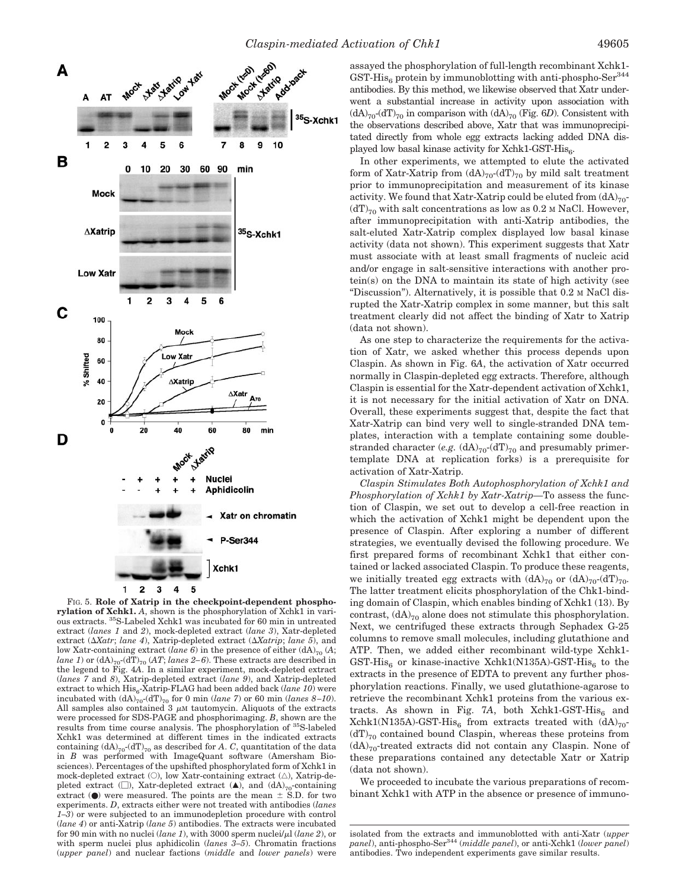FIG. 5. **Role of Xatrip in the checkpoint-dependent phosphorylation of Xchk1.** *A*, shown is the phosphorylation of Xchk1 in various extracts. $^{35}$S-Labeled Xchk1 was incubated for 60 min in untreated extract (*lanes 1* and *2*), mock-depleted extract (*lane 3*), Xatr-depleted extract (*ΔXatr*; *lane 4*), Xatrip-depleted extract (*ΔXatrip*; *lane 5*), and low Xatr-containing extract (*lane 6*) in the presence of either $(dA)_{70}$ (*A*; *lane 1*) or $(dA)_{70}$-$(dT)_{70}$ (*AT*; *lanes 2–6*). These extracts are described in the legend to Fig. 4*A*. In a similar experiment, mock-depleted extract (*lanes 7* and *8*), Xatrip-depleted extract (*lane 9*), and Xatrip-depleted extract to which His$_6$-Xatrip-FLAG had been added back (*lane 10*) were incubated with $(dA)_{70}$-$(dT)_{70}$ for 0 min (*lane 7*) or 60 min (*lanes 8–10*). All samples also contained 3 μM tautomycin. Aliquots of the extracts were processed for SDS-PAGE and phosphorimaging. *B*, shown are the results from time course analysis. The phosphorylation of $^{35}$S-labeled Xchk1 was determined at different times in the indicated extracts containing $(dA)_{70}$-$(dT)_{70}$ as described for *A*. *C*, quantitation of the data in *B* was performed with ImageQuant software (Amersham Biosciences). Percentages of the upshifted phosphorylated form of Xchk1 in mock-depleted extract (○), low Xatr-containing extract (△), Xatrip-depleted extract (□), Xatr-depleted extract (▲), and $(dA)_{70}$-containing extract (●) were measured. The points are the mean ± S.D. for two experiments. *D*, extracts either were not treated with antibodies (*lanes 1–3*) or were subjected to an immunodepletion procedure with control (*lane 4*) or anti-Xatrip (*lane 5*) antibodies. The extracts were incubated for 90 min with no nuclei (*lane 1*), with 3000 sperm nuclei/μl (*lane 2*), or with sperm nuclei plus aphidicolin (*lanes 3–5*). Chromatin fractions (*upper panel*) and nuclear factions (*middle* and *lower panels*) were isolated from the extracts and immunoblotted with anti-Xatr (*upper panel*), anti-phospho-Ser$^{344}$ (*middle panel*), or anti-Xchk1 (*lower panel*) antibodies. Two independent experiments gave similar results.

assayed the phosphorylation of full-length recombinant Xchk1-GST-His$_6$ protein by immunoblotting with anti-phospho-Ser$^{344}$ antibodies. By this method, we likewise observed that Xatr underwent a substantial increase in activity upon association with $(dA)_{70}$-$(dT)_{70}$ in comparison with $(dA)_{70}$ (Fig. 6*D*). Consistent with the observations described above, Xatr that was immunoprecipitated directly from whole egg extracts lacking added DNA displayed low basal kinase activity for Xchk1-GST-His$_6$.

In other experiments, we attempted to elute the activated form of Xatr-Xatrip from $(dA)_{70}$-$(dT)_{70}$ by mild salt treatment prior to immunoprecipitation and measurement of its kinase activity. We found that Xatr-Xatrip could be eluted from $(dA)_{70}$-$(dT)_{70}$ with salt concentrations as low as 0.2 M NaCl. However, after immunoprecipitation with anti-Xatrip antibodies, the salt-eluted Xatr-Xatrip complex displayed low basal kinase activity (data not shown). This experiment suggests that Xatr must associate with at least small fragments of nucleic acid and/or engage in salt-sensitive interactions with another protein(s) on the DNA to maintain its state of high activity (see "Discussion"). Alternatively, it is possible that 0.2 M NaCl disrupted the Xatr-Xatrip complex in some manner, but this salt treatment clearly did not affect the binding of Xatr to Xatrip (data not shown).

As one step to characterize the requirements for the activation of Xatr, we asked whether this process depends upon Claspin. As shown in Fig. 6*A*, the activation of Xatr occurred normally in Claspin-depleted egg extracts. Therefore, although Claspin is essential for the Xatr-dependent activation of Xchk1, it is not necessary for the initial activation of Xatr on DNA. Overall, these experiments suggest that, despite the fact that Xatr-Xatrip can bind very well to single-stranded DNA templates, interaction with a template containing some double-stranded character (*e.g.* $(dA)_{70}$-$(dT)_{70}$ and presumably primer-template DNA at replication forks) is a prerequisite for activation of Xatr-Xatrip.

*Claspin Stimulates Both Autophosphorylation of Xchk1 and Phosphorylation of Xchk1 by Xatr-Xatrip*—To assess the function of Claspin, we set out to develop a cell-free reaction in which the activation of Xchk1 might be dependent upon the presence of Claspin. After exploring a number of different strategies, we eventually devised the following procedure. We first prepared forms of recombinant Xchk1 that either contained or lacked associated Claspin. To produce these reagents, we initially treated egg extracts with $(dA)_{70}$ or $(dA)_{70}$-$(dT)_{70}$. The latter treatment elicits phosphorylation of the Chk1-binding domain of Claspin, which enables binding of Xchk1 (13). By contrast, $(dA)_{70}$ alone does not stimulate this phosphorylation. Next, we centrifuged these extracts through Sephadex G-25 columns to remove small molecules, including glutathione and ATP. Then, we added either recombinant wild-type Xchk1-GST-His$_6$ or kinase-inactive Xchk1(N135A)-GST-His$_6$ to the extracts in the presence of EDTA to prevent any further phosphorylation reactions. Finally, we used glutathione-agarose to retrieve the recombinant Xchk1 proteins from the various extracts. As shown in Fig. 7*A*, both Xchk1-GST-His$_6$ and Xchk1(N135A)-GST-His$_6$ from extracts treated with $(dA)_{70}$-$(dT)_{70}$ contained bound Claspin, whereas these proteins from $(dA)_{70}$-treated extracts did not contain any Claspin. None of these preparations contained any detectable Xatr or Xatrip (data not shown).

We proceeded to incubate the various preparations of recombinant Xchk1 with ATP in the absence or presence of immuno-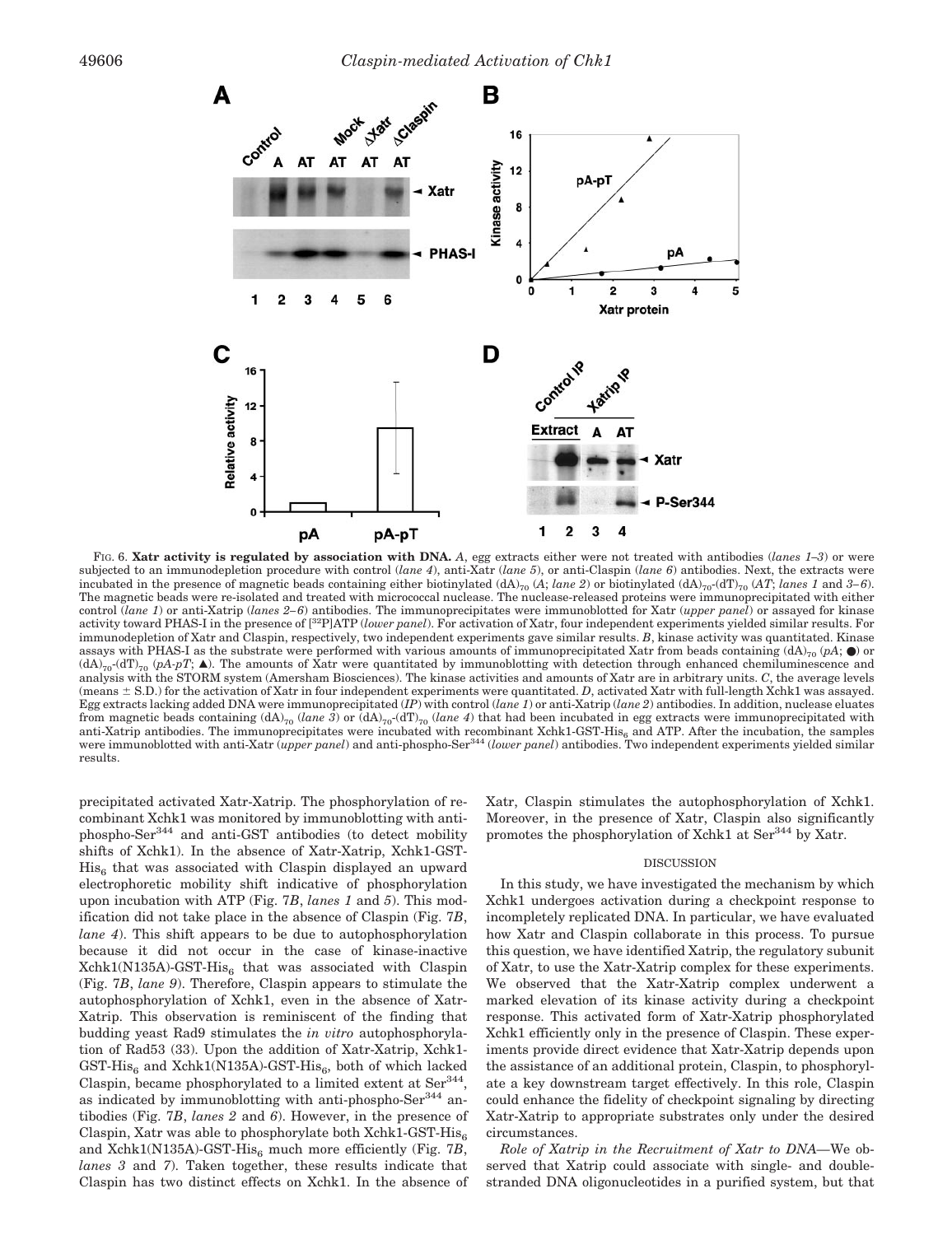FIG. 6. **Xatr activity is regulated by association with DNA.** *A*, egg extracts either were not treated with antibodies (*lanes 1–3*) or were subjected to an immunodepletion procedure with control (*lane 4*), anti-Xatr (*lane 5*), or anti-Claspin (*lane 6*) antibodies. Next, the extracts were incubated in the presence of magnetic beads containing either biotinylated $(dA)_{70}$ (*A*; *lane 2*) or biotinylated $(dA)_{70}$-$(dT)_{70}$ (*AT*; *lanes 1* and *3–6*). The magnetic beads were re-isolated and treated with micrococcal nuclease. The nuclease-released proteins were immunoprecipitated with either control (*lane 1*) or anti-Xatrip (*lanes 2–6*) antibodies. The immunoprecipitates were immunoblotted for Xatr (*upper panel*) or assayed for kinase activity toward PHAS-I in the presence of [$^{32}$P]ATP (*lower panel*). For activation of Xatr, four independent experiments yielded similar results. For immunodepletion of Xatr and Claspin, respectively, two independent experiments gave similar results. *B*, kinase activity was quantitated. Kinase assays with PHAS-I as the substrate were performed with various amounts of immunoprecipitated Xatr from beads containing $(dA)_{70}$ (*pA*; ●) or $(dA)_{70}$-$(dT)_{70}$ (*pA-pT*; ▲). The amounts of Xatr were quantitated by immunoblotting with detection through enhanced chemiluminescence and analysis with the STORM system (Amersham Biosciences). The kinase activities and amounts of Xatr are in arbitrary units. *C*, the average levels (means ± S.D.) for the activation of Xatr in four independent experiments were quantitated. *D*, activated Xatr with full-length Xchk1 was assayed. Egg extracts lacking added DNA were immunoprecipitated (*IP*) with control (*lane 1*) or anti-Xatrip (*lane 2*) antibodies. In addition, nuclease eluates from magnetic beads containing $(dA)_{70}$ (*lane 3*) or $(dA)_{70}$-$(dT)_{70}$ (*lane 4*) that had been incubated in egg extracts were immunoprecipitated with anti-Xatrip antibodies. The immunoprecipitates were incubated with recombinant Xchk1-GST-$His_6$ and ATP. After the incubation, the samples were immunoblotted with anti-Xatr (*upper panel*) and anti-phospho-Ser$^{344}$ (*lower panel*) antibodies. Two independent experiments yielded similar results.

precipitated activated Xatr-Xatrip. The phosphorylation of recombinant Xchk1 was monitored by immunoblotting with anti-phospho-Ser$^{344}$ and anti-GST antibodies (to detect mobility shifts of Xchk1). In the absence of Xatr-Xatrip, Xchk1-GST-$His_6$ that was associated with Claspin displayed an upward electrophoretic mobility shift indicative of phosphorylation upon incubation with ATP (Fig. 7*B*, *lanes 1* and *5*). This modification did not take place in the absence of Claspin (Fig. 7*B*, *lane 4*). This shift appears to be due to autophosphorylation because it did not occur in the case of kinase-inactive Xchk1(N135A)-GST-$His_6$ that was associated with Claspin (Fig. 7*B*, *lane 9*). Therefore, Claspin appears to stimulate the autophosphorylation of Xchk1, even in the absence of Xatr-Xatrip. This observation is reminiscent of the finding that budding yeast Rad9 stimulates the *in vitro* autophosphorylation of Rad53 (33). Upon the addition of Xatr-Xatrip, Xchk1-GST-$His_6$ and Xchk1(N135A)-GST-$His_6$, both of which lacked Claspin, became phosphorylated to a limited extent at Ser$^{344}$, as indicated by immunoblotting with anti-phospho-Ser$^{344}$ antibodies (Fig. 7*B*, *lanes 2* and *6*). However, in the presence of Claspin, Xatr was able to phosphorylate both Xchk1-GST-$His_6$ and Xchk1(N135A)-GST-$His_6$ much more efficiently (Fig. 7*B*, *lanes 3* and *7*). Taken together, these results indicate that Claspin has two distinct effects on Xchk1. In the absence of Xatr, Claspin stimulates the autophosphorylation of Xchk1. Moreover, in the presence of Xatr, Claspin also significantly promotes the phosphorylation of Xchk1 at Ser$^{344}$ by Xatr.

## DISCUSSION

In this study, we have investigated the mechanism by which Xchk1 undergoes activation during a checkpoint response to incompletely replicated DNA. In particular, we have evaluated how Xatr and Claspin collaborate in this process. To pursue this question, we have identified Xatrip, the regulatory subunit of Xatr, to use the Xatr-Xatrip complex for these experiments. We observed that the Xatr-Xatrip complex underwent a marked elevation of its kinase activity during a checkpoint response. This activated form of Xatr-Xatrip phosphorylated Xchk1 efficiently only in the presence of Claspin. These experiments provide direct evidence that Xatr-Xatrip depends upon the assistance of an additional protein, Claspin, to phosphorylate a key downstream target effectively. In this role, Claspin could enhance the fidelity of checkpoint signaling by directing Xatr-Xatrip to appropriate substrates only under the desired circumstances.

*Role of Xatrip in the Recruitment of Xatr to DNA*—We observed that Xatrip could associate with single- and double-stranded DNA oligonucleotides in a purified system, but that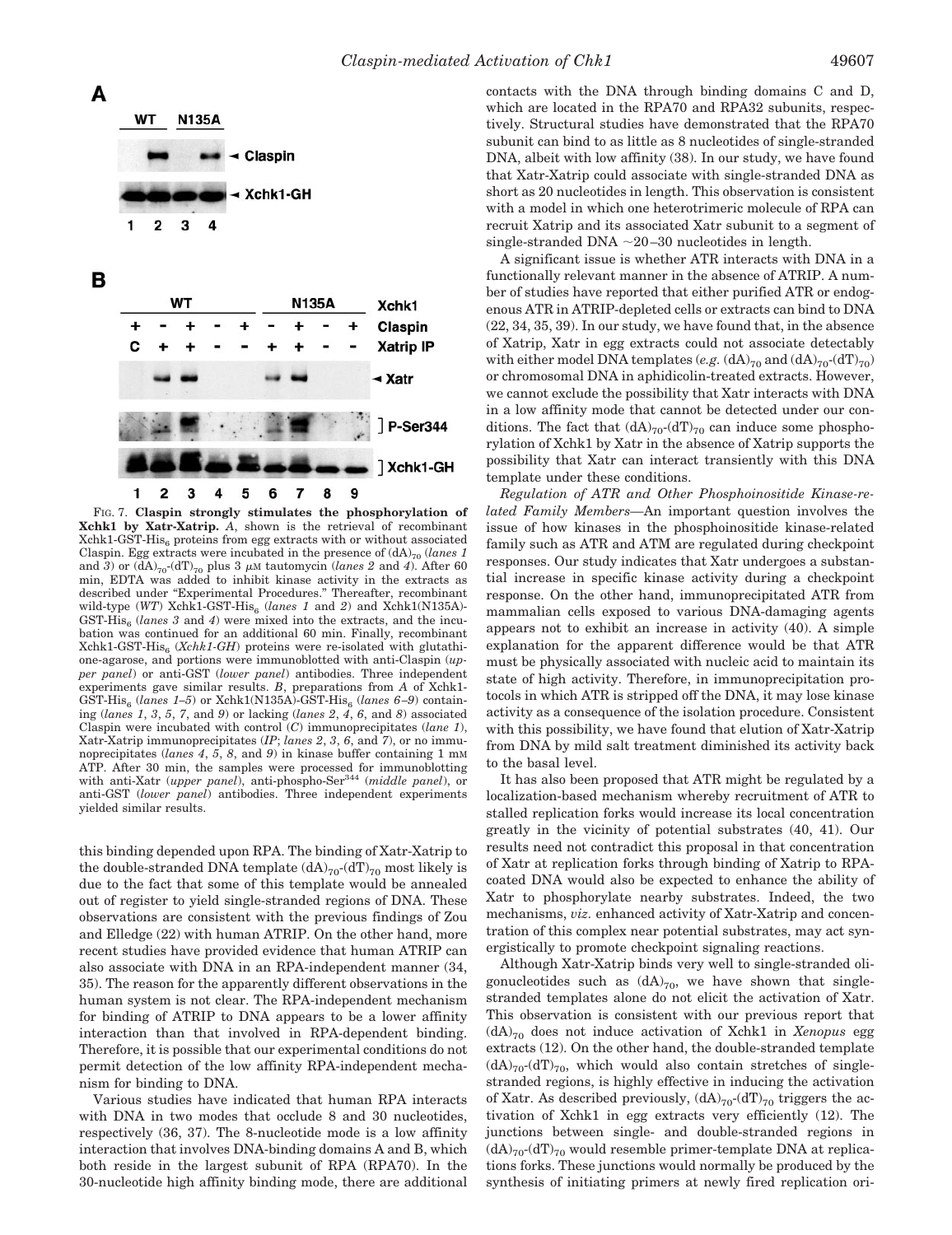Fig. 7. **Claspin strongly stimulates the phosphorylation of Xchk1 by Xatr-Xatrip.** *A*, shown is the retrieval of recombinant Xchk1-GST-His$_6$ proteins from egg extracts with or without associated Claspin. Egg extracts were incubated in the presence of $(dA)_{70}$ (*lanes 1* and *3*) or $(dA)_{70}$-$(dT)_{70}$ plus 3 $\mu$M tautomycin (*lanes 2* and *4*). After 60 min, EDTA was added to inhibit kinase activity in the extracts as described under "Experimental Procedures." Thereafter, recombinant wild-type (*WT*) Xchk1-GST-His$_6$ (*lanes 1* and *2*) and Xchk1(N135A)-GST-His$_6$ (*lanes 3* and *4*) were mixed into the extracts, and the incubation was continued for an additional 60 min. Finally, recombinant Xchk1-GST-His$_6$ (*Xchk1-GH*) proteins were re-isolated with glutathione-agarose, and portions were immunoblotted with anti-Claspin (*upper panel*) or anti-GST (*lower panel*) antibodies. Three independent experiments gave similar results. *B*, preparations from *A* of Xchk1-GST-His$_6$ (*lanes 1–5*) or Xchk1(N135A)-GST-His$_6$ (*lanes 6–9*) containing (*lanes 1*, *3*, *5*, *7*, and *9*) or lacking (*lanes 2*, *4*, *6*, and *8*) associated Claspin were incubated with control (*C*) immunoprecipitates (*lane 1*), Xatr-Xatrip immunoprecipitates (*IP*; *lanes 2*, *3*, *6*, and *7*), or no immunoprecipitates (*lanes 4*, *5*, *8*, and *9*) in kinase buffer containing 1 mM ATP. After 30 min, the samples were processed for immunoblotting with anti-Xatr (*upper panel*), anti-phospho-Ser[344] (*middle panel*), or anti-GST (*lower panel*) antibodies. Three independent experiments yielded similar results.

this binding depended upon RPA. The binding of Xatr-Xatrip to the double-stranded DNA template $(dA)_{70}$-$(dT)_{70}$ most likely is due to the fact that some of this template would be annealed out of register to yield single-stranded regions of DNA. These observations are consistent with the previous findings of Zou and Elledge (22) with human ATRIP. On the other hand, more recent studies have provided evidence that human ATRIP can also associate with DNA in an RPA-independent manner (34, 35). The reason for the apparently different observations in the human system is not clear. The RPA-independent mechanism for binding of ATRIP to DNA appears to be a lower affinity interaction than that involved in RPA-dependent binding. Therefore, it is possible that our experimental conditions do not permit detection of the low affinity RPA-independent mechanism for binding to DNA.

Various studies have indicated that human RPA interacts with DNA in two modes that occlude 8 and 30 nucleotides, respectively (36, 37). The 8-nucleotide mode is a low affinity interaction that involves DNA-binding domains A and B, which both reside in the largest subunit of RPA (RPA70). In the 30-nucleotide high affinity binding mode, there are additional contacts with the DNA through binding domains C and D, which are located in the RPA70 and RPA32 subunits, respectively. Structural studies have demonstrated that the RPA70 subunit can bind to as little as 8 nucleotides of single-stranded DNA, albeit with low affinity (38). In our study, we have found that Xatr-Xatrip could associate with single-stranded DNA as short as 20 nucleotides in length. This observation is consistent with a model in which one heterotrimeric molecule of RPA can recruit Xatrip and its associated Xatr subunit to a segment of single-stranded DNA ~20–30 nucleotides in length.

A significant issue is whether ATR interacts with DNA in a functionally relevant manner in the absence of ATRIP. A number of studies have reported that either purified ATR or endogenous ATR in ATRIP-depleted cells or extracts can bind to DNA (22, 34, 35, 39). In our study, we have found that, in the absence of Xatrip, Xatr in egg extracts could not associate detectably with either model DNA templates (*e.g.* $(dA)_{70}$ and $(dA)_{70}$-$(dT)_{70}$) or chromosomal DNA in aphidicolin-treated extracts. However, we cannot exclude the possibility that Xatr interacts with DNA in a low affinity mode that cannot be detected under our conditions. The fact that $(dA)_{70}$-$(dT)_{70}$ can induce some phosphorylation of Xchk1 by Xatr in the absence of Xatrip supports the possibility that Xatr can interact transiently with this DNA template under these conditions.

*Regulation of ATR and Other Phosphoinositide Kinase-related Family Members*—An important question involves the issue of how kinases in the phosphoinositide kinase-related family such as ATR and ATM are regulated during checkpoint responses. Our study indicates that Xatr undergoes a substantial increase in specific kinase activity during a checkpoint response. On the other hand, immunoprecipitated ATR from mammalian cells exposed to various DNA-damaging agents appears not to exhibit an increase in activity (40). A simple explanation for the apparent difference would be that ATR must be physically associated with nucleic acid to maintain its state of high activity. Therefore, in immunoprecipitation protocols in which ATR is stripped off the DNA, it may lose kinase activity as a consequence of the isolation procedure. Consistent with this possibility, we have found that elution of Xatr-Xatrip from DNA by mild salt treatment diminished its activity back to the basal level.

It has also been proposed that ATR might be regulated by a localization-based mechanism whereby recruitment of ATR to stalled replication forks would increase its local concentration greatly in the vicinity of potential substrates (40, 41). Our results need not contradict this proposal in that concentration of Xatr at replication forks through binding of Xatrip to RPA-coated DNA would also be expected to enhance the ability of Xatr to phosphorylate nearby substrates. Indeed, the two mechanisms, *viz.* enhanced activity of Xatr-Xatrip and concentration of this complex near potential substrates, may act synergistically to promote checkpoint signaling reactions.

Although Xatr-Xatrip binds very well to single-stranded oligonucleotides such as $(dA)_{70}$, we have shown that single-stranded templates alone do not elicit the activation of Xatr. This observation is consistent with our previous report that $(dA)_{70}$ does not induce activation of Xchk1 in *Xenopus* egg extracts (12). On the other hand, the double-stranded template $(dA)_{70}$-$(dT)_{70}$, which would also contain stretches of single-stranded regions, is highly effective in inducing the activation of Xatr. As described previously, $(dA)_{70}$-$(dT)_{70}$ triggers the activation of Xchk1 in egg extracts very efficiently (12). The junctions between single- and double-stranded regions in $(dA)_{70}$-$(dT)_{70}$ would resemble primer-template DNA at replications forks. These junctions would normally be produced by the synthesis of initiating primers at newly fired replication ori-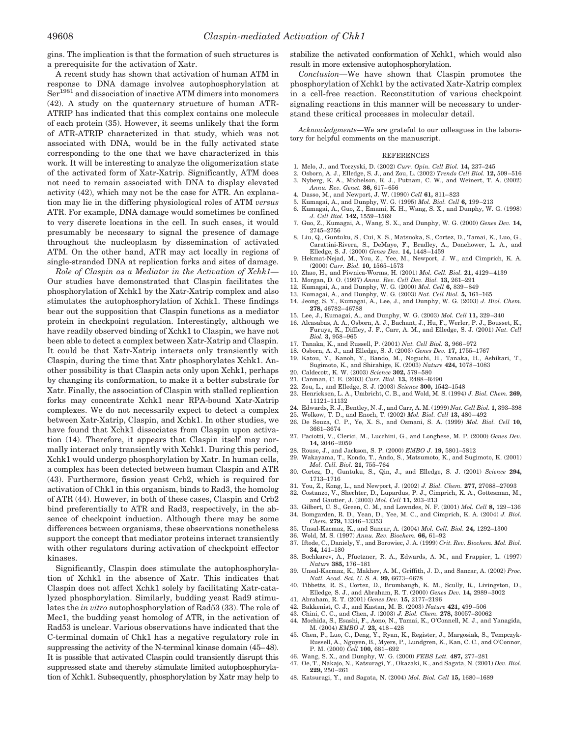gins. The implication is that the formation of such structures is a prerequisite for the activation of Xatr.

A recent study has shown that activation of human ATM in response to DNA damage involves autophosphorylation at Ser[1981] and dissociation of inactive ATM dimers into monomers (42). A study on the quaternary structure of human ATR-ATRIP has indicated that this complex contains one molecule of each protein (35). However, it seems unlikely that the form of ATR-ATRIP characterized in that study, which was not associated with DNA, would be in the fully activated state corresponding to the one that we have characterized in this work. It will be interesting to analyze the oligomerization state of the activated form of Xatr-Xatrip. Significantly, ATM does not need to remain associated with DNA to display elevated activity (42), which may not be the case for ATR. An explanation may lie in the differing physiological roles of ATM *versus* ATR. For example, DNA damage would sometimes be confined to very discrete locations in the cell. In such cases, it would presumably be necessary to signal the presence of damage throughout the nucleoplasm by dissemination of activated ATM. On the other hand, ATR may act locally in regions of single-stranded DNA at replication forks and sites of damage.

*Role of Claspin as a Mediator in the Activation of Xchk1*—Our studies have demonstrated that Claspin facilitates the phosphorylation of Xchk1 by the Xatr-Xatrip complex and also stimulates the autophosphorylation of Xchk1. These findings bear out the supposition that Claspin functions as a mediator protein in checkpoint regulation. Interestingly, although we have readily observed binding of Xchk1 to Claspin, we have not been able to detect a complex between Xatr-Xatrip and Claspin. It could be that Xatr-Xatrip interacts only transiently with Claspin, during the time that Xatr phosphorylates Xchk1. Another possibility is that Claspin acts only upon Xchk1, perhaps by changing its conformation, to make it a better substrate for Xatr. Finally, the association of Claspin with stalled replication forks may concentrate Xchk1 near RPA-bound Xatr-Xatrip complexes. We do not necessarily expect to detect a complex between Xatr-Xatrip, Claspin, and Xchk1. In other studies, we have found that Xchk1 dissociates from Claspin upon activation (14). Therefore, it appears that Claspin itself may normally interact only transiently with Xchk1. During this period, Xchk1 would undergo phosphorylation by Xatr. In human cells, a complex has been detected between human Claspin and ATR (43). Furthermore, fission yeast Crb2, which is required for activation of Chk1 in this organism, binds to Rad3, the homolog of ATR (44). However, in both of these cases, Claspin and Crb2 bind preferentially to ATR and Rad3, respectively, in the absence of checkpoint induction. Although there may be some differences between organisms, these observations nonetheless support the concept that mediator proteins interact transiently with other regulators during activation of checkpoint effector kinases.

Significantly, Claspin does stimulate the autophosphorylation of Xchk1 in the absence of Xatr. This indicates that Claspin does not affect Xchk1 solely by facilitating Xatr-catalyzed phosphorylation. Similarly, budding yeast Rad9 stimulates the *in vitro* autophosphorylation of Rad53 (33). The role of Mec1, the budding yeast homolog of ATR, in the activation of Rad53 is unclear. Various observations have indicated that the C-terminal domain of Chk1 has a negative regulatory role in suppressing the activity of the N-terminal kinase domain (45–48). It is possible that activated Claspin could transiently disrupt this suppressed state and thereby stimulate limited autophosphorylation of Xchk1. Subsequently, phosphorylation by Xatr may help to stabilize the activated conformation of Xchk1, which would also result in more extensive autophosphorylation.

*Conclusion*—We have shown that Claspin promotes the phosphorylation of Xchk1 by the activated Xatr-Xatrip complex in a cell-free reaction. Reconstitution of various checkpoint signaling reactions in this manner will be necessary to understand these critical processes in molecular detail.

*Acknowledgments*—We are grateful to our colleagues in the laboratory for helpful comments on the manuscript.

## REFERENCES

1. Melo, J., and Toczyski, D. (2002) *Curr. Opin. Cell Biol.* **14,** 237–245
2. Osborn, A. J., Elledge, S. J., and Zou, L. (2002) *Trends Cell Biol.* **12,** 509–516
3. Nyberg, K. A., Michelson, R. J., Putnam, C. W., and Weinert, T. A. (2002) *Annu. Rev. Genet.* **36,** 617–656
4. Dasso, M., and Newport, J. W. (1990) *Cell* **61,** 811–823
5. Kumagai, A., and Dunphy, W. G. (1995) *Mol. Biol. Cell* **6,** 199–213
6. Kumagai, A., Guo, Z., Emami, K. H., Wang, S. X., and Dunphy, W. G. (1998) *J. Cell Biol.* **142,** 1559–1569
7. Guo, Z., Kumagai, A., Wang, S. X., and Dunphy, W. G. (2000) *Genes Dev.* **14,** 2745–2756
8. Liu, Q., Guntuku, S., Cui, X. S., Matsuoka, S., Cortez, D., Tamai, K., Luo, G., Carattini-Rivera, S., DeMayo, F., Bradley, A., Donehower, L. A., and Elledge, S. J. (2000) *Genes Dev.* **14,** 1448–1459
9. Hekmat-Nejad, M., You, Z., Yee, M., Newport, J. W., and Cimprich, K. A. (2000) *Curr. Biol.* **10,** 1565–1573
10. Zhao, H., and Piwnica-Worms, H. (2001) *Mol. Cell. Biol.* **21,** 4129–4139
11. Morgan, D. O. (1997) *Annu. Rev. Cell Dev. Biol.* **13,** 261–291
12. Kumagai, A., and Dunphy, W. G. (2000) *Mol. Cell* **6,** 839–849
13. Kumagai, A., and Dunphy, W. G. (2003) *Nat. Cell Biol.* **5,** 161–165
14. Jeong, S. Y., Kumagai, A., Lee, J., and Dunphy, W. G. (2003) *J. Biol. Chem.* **278,** 46782–46788
15. Lee, J., Kumagai, A., and Dunphy, W. G. (2003) *Mol. Cell* **11,** 329–340
16. Alcasabas, A. A., Osborn, A. J., Bachant, J., Hu, F., Werler, P. J., Bousset, K., Furuya, K., Diffley, J. F., Carr, A. M., and Elledge, S. J. (2001) *Nat. Cell Biol.* **3,** 958–965
17. Tanaka, K., and Russell, P. (2001) *Nat. Cell Biol.* **3,** 966–972
18. Osborn, A. J., and Elledge, S. J. (2003) *Genes Dev.* **17,** 1755–1767
19. Katou, Y., Kanoh, Y., Bando, M., Noguchi, H., Tanaka, H., Ashikari, T., Sugimoto, K., and Shirahige, K. (2003) *Nature* **424,** 1078–1083
20. Caldecott, K. W. (2003) *Science* **302,** 579–580
21. Canman, C. E. (2003) *Curr. Biol.* **13,** R488–R490
22. Zou, L., and Elledge, S. J. (2003) *Science* **300,** 1542–1548
23. Henricksen, L. A., Umbricht, C. B., and Wold, M. S. (1994) *J. Biol. Chem.* **269,** 11121–11132
24. Edwards, R. J., Bentley, N. J., and Carr, A. M. (1999) *Nat. Cell Biol.* **1,** 393–398
25. Wolkow, T. D., and Enoch, T. (2002) *Mol. Biol. Cell* **13,** 480–492
26. De Souza, C. P., Ye, X. S., and Osmani, S. A. (1999) *Mol. Biol. Cell* **10,** 3661–3674
27. Paciotti, V., Clerici, M., Lucchini, G., and Longhese, M. P. (2000) *Genes Dev.* **14,** 2046–2059
28. Rouse, J., and Jackson, S. P. (2000) *EMBO J.* **19,** 5801–5812
29. Wakayama, T., Kondo, T., Ando, S., Matsumoto, K., and Sugimoto, K. (2001) *Mol. Cell. Biol.* **21,** 755–764
30. Cortez, D., Guntuku, S., Qin, J., and Elledge, S. J. (2001) *Science* **294,** 1713–1716
31. You, Z., Kong, L., and Newport, J. (2002) *J. Biol. Chem.* **277,** 27088–27093
32. Costanzo, V., Shechter, D., Lupardus, P. J., Cimprich, K. A., Gottesman, M., and Gautier, J. (2003) *Mol. Cell* **11,** 203–213
33. Gilbert, C. S., Green, C. M., and Lowndes, N. F. (2001) *Mol. Cell* **8,** 129–136
34. Bomgarden, R. D., Yean, D., Yee, M. C., and Cimprich, K. A. (2004) *J. Biol. Chem.* **279,** 13346–13353
35. Unsal-Kacmaz, K., and Sancar, A. (2004) *Mol. Cell. Biol.* **24,** 1292–1300
36. Wold, M. S. (1997) *Annu. Rev. Biochem.* **66,** 61–92
37. Iftode, C., Daniely, Y., and Borowiec, J. A. (1999) *Crit. Rev. Biochem. Mol. Biol.* **34,** 141–180
38. Bochkarev, A., Pfuetzner, R. A., Edwards, A. M., and Frappier, L. (1997) *Nature* **385,** 176–181
39. Unsal-Kacmaz, K., Makhov, A. M., Griffith, J. D., and Sancar, A. (2002) *Proc. Natl. Acad. Sci. U. S. A.* **99,** 6673–6678
40. Tibbetts, R. S., Cortez, D., Brumbaugh, K. M., Scully, R., Livingston, D., Elledge, S. J., and Abraham, R. T. (2000) *Genes Dev.* **14,** 2989–3002
41. Abraham, R. T. (2001) *Genes Dev.* **15,** 2177–2196
42. Bakkenist, C. J., and Kastan, M. B. (2003) *Nature* **421,** 499–506
43. Chini, C. C., and Chen, J. (2003) *J. Biol. Chem.* **278,** 30057–30062
44. Mochida, S., Esashi, F., Aono, N., Tamai, K., O'Connell, M. J., and Yanagida, M. (2004) *EMBO J.* **23,** 418–428
45. Chen, P., Luo, C., Deng, Y., Ryan, K., Register, J., Margosiak, S., Tempczyk-Russell, A., Nguyen, B., Myers, P., Lundgren, K., Kan, C. C., and O'Connor, P. M. (2000) *Cell* **100,** 681–692
46. Wang, S. X., and Dunphy, W. G. (2000) *FEBS Lett.* **487,** 277–281
47. Oe, T., Nakajo, N., Katsuragi, Y., Okazaki, K., and Sagata, N. (2001) *Dev. Biol.* **229,** 250–261
48. Katsuragi, Y., and Sagata, N. (2004) *Mol. Biol. Cell* **15,** 1680–1689